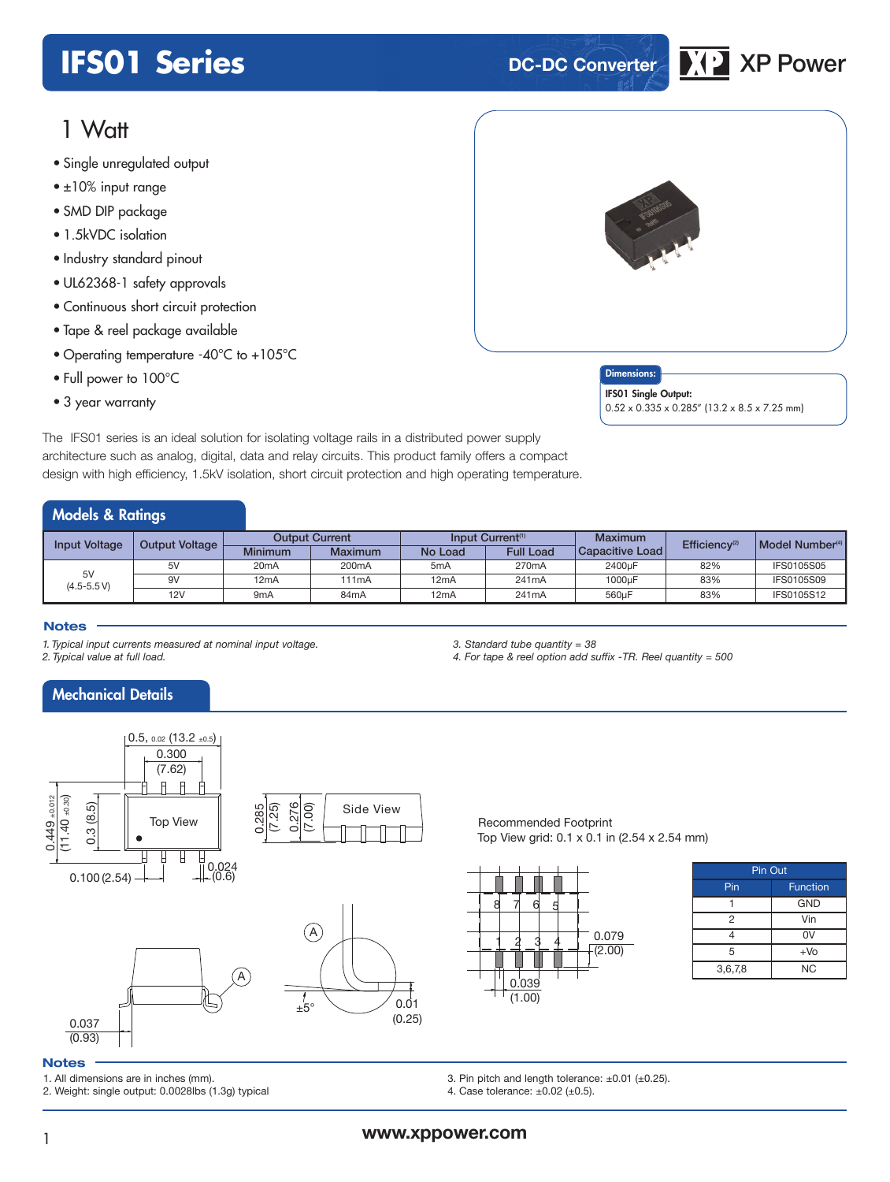# IFS01 Series

DC-DC Converter

## 1 Watt

- Single unregulated output
- ±10% input range
- SMD DIP package
- 1.5kVDC isolation
- Industry standard pinout
- UL62368-1 safety approvals
- Continuous short circuit protection
- Tape & reel package available
- Operating temperature -40°C to +105°C
- Full power to 100°C
- 3 year warranty

**Dimensions:**

**IFS01 Single Output:**
0.52 x 0.335 x 0.285" (13.2 x 8.5 x 7.25 mm)

The IFS01 series is an ideal solution for isolating voltage rails in a distributed power supply architecture such as analog, digital, data and relay circuits. This product family offers a compact design with high efficiency, 1.5kV isolation, short circuit protection and high operating temperature.

## Models & Ratings

| Input Voltage | Output Voltage | Output Current | | Input Current[1] | | Maximum Capacitive Load | Efficiency[2] | Model Number[4] |
|---|---|---|---|---|---|---|---|---|
| | | Minimum | Maximum | No Load | Full Load | | | |
| 5V (4.5-5.5 V) | 5V | 20mA | 200mA | 5mA | 270mA | 2400µF | 82% | IFS0105S05 |
| | 9V | 12mA | 111mA | 12mA | 241mA | 1000µF | 83% | IFS0105S09 |
| | 12V | 9mA | 84mA | 12mA | 241mA | 560µF | 83% | IFS0105S12 |

### Notes

1. *Typical input currents measured at nominal input voltage.*
2. *Typical value at full load.*
3. *Standard tube quantity = 38*
4. *For tape & reel option add suffix -TR. Reel quantity = 500*

## Mechanical Details

Recommended Footprint
Top View grid: 0.1 x 0.1 in (2.54 x 2.54 mm)

| Pin | Function |
|---|---|
| 1 | GND |
| 2 | Vin |
| 4 | 0V |
| 5 | +Vo |
| 3,6,7,8 | NC |

### Notes

1. All dimensions are in inches (mm).
2. Weight: single output: 0.0028lbs (1.3g) typical
3. Pin pitch and length tolerance: ±0.01 (±0.25).
4. Case tolerance: ±0.02 (±0.5).

www.xppower.com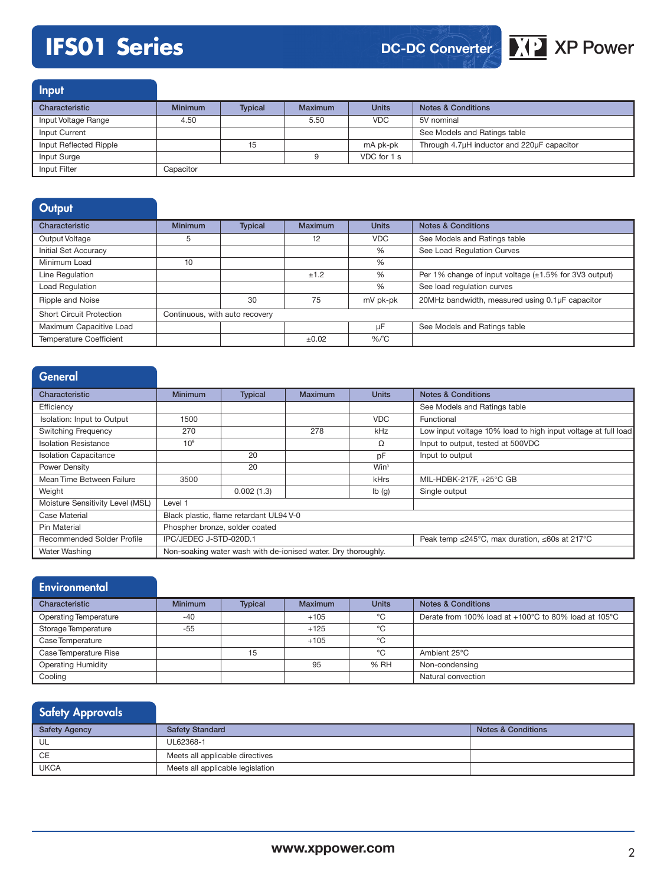# IFS01 Series

DC-DC Converter

## Input

| Characteristic | Minimum | Typical | Maximum | Units | Notes & Conditions |
|---|---|---|---|---|---|
| Input Voltage Range | 4.50 | | 5.50 | VDC | 5V nominal |
| Input Current | | | | | See Models and Ratings table |
| Input Reflected Ripple | | 15 | | mA pk-pk | Through 4.7μH inductor and 220μF capacitor |
| Input Surge | | | 9 | VDC for 1 s | |
| Input Filter | Capacitor | | | | |

## Output

| Characteristic | Minimum | Typical | Maximum | Units | Notes & Conditions |
|---|---|---|---|---|---|
| Output Voltage | 5 | | 12 | VDC | See Models and Ratings table |
| Initial Set Accuracy | | | | % | See Load Regulation Curves |
| Minimum Load | 10 | | | % | |
| Line Regulation | | | ±1.2 | % | Per 1% change of input voltage (±1.5% for 3V3 output) |
| Load Regulation | | | | % | See load regulation curves |
| Ripple and Noise | | 30 | 75 | mV pk-pk | 20MHz bandwidth, measured using 0.1μF capacitor |
| Short Circuit Protection | Continuous, with auto recovery | | | | |
| Maximum Capacitive Load | | | | μF | See Models and Ratings table |
| Temperature Coefficient | | | ±0.02 | %/°C | |

## General

| Characteristic | Minimum | Typical | Maximum | Units | Notes & Conditions |
|---|---|---|---|---|---|
| Efficiency | | | | | See Models and Ratings table |
| Isolation: Input to Output | 1500 | | | VDC | Functional |
| Switching Frequency | 270 | | 278 | kHz | Low input voltage 10% load to high input voltage at full load |
| Isolation Resistance | $10^9$ | | | Ω | Input to output, tested at 500VDC |
| Isolation Capacitance | | 20 | | pF | Input to output |
| Power Density | | 20 | | $W/in^3$ | |
| Mean Time Between Failure | 3500 | | | kHrs | MIL-HDBK-217F, +25°C GB |
| Weight | | 0.002 (1.3) | | lb (g) | Single output |
| Moisture Sensitivity Level (MSL) | Level 1 | | | | |
| Case Material | Black plastic, flame retardant UL94 V-0 | | | | |
| Pin Material | Phospher bronze, solder coated | | | | |
| Recommended Solder Profile | IPC/JEDEC J-STD-020D.1 | | | | Peak temp ≤245°C, max duration, ≤60s at 217°C |
| Water Washing | Non-soaking water wash with de-ionised water. Dry thoroughly. | | | | |

## Environmental

| Characteristic | Minimum | Typical | Maximum | Units | Notes & Conditions |
|---|---|---|---|---|---|
| Operating Temperature | -40 | | +105 | °C | Derate from 100% load at +100°C to 80% load at 105°C |
| Storage Temperature | -55 | | +125 | °C | |
| Case Temperature | | | +105 | °C | |
| Case Temperature Rise | | 15 | | °C | Ambient 25°C |
| Operating Humidity | | | 95 | % RH | Non-condensing |
| Cooling | | | | | Natural convection |

## Safety Approvals

| Safety Agency | Safety Standard | Notes & Conditions |
|---|---|---|
| UL | UL62368-1 | |
| CE | Meets all applicable directives | |
| UKCA | Meets all applicable legislation | |

www.xppower.com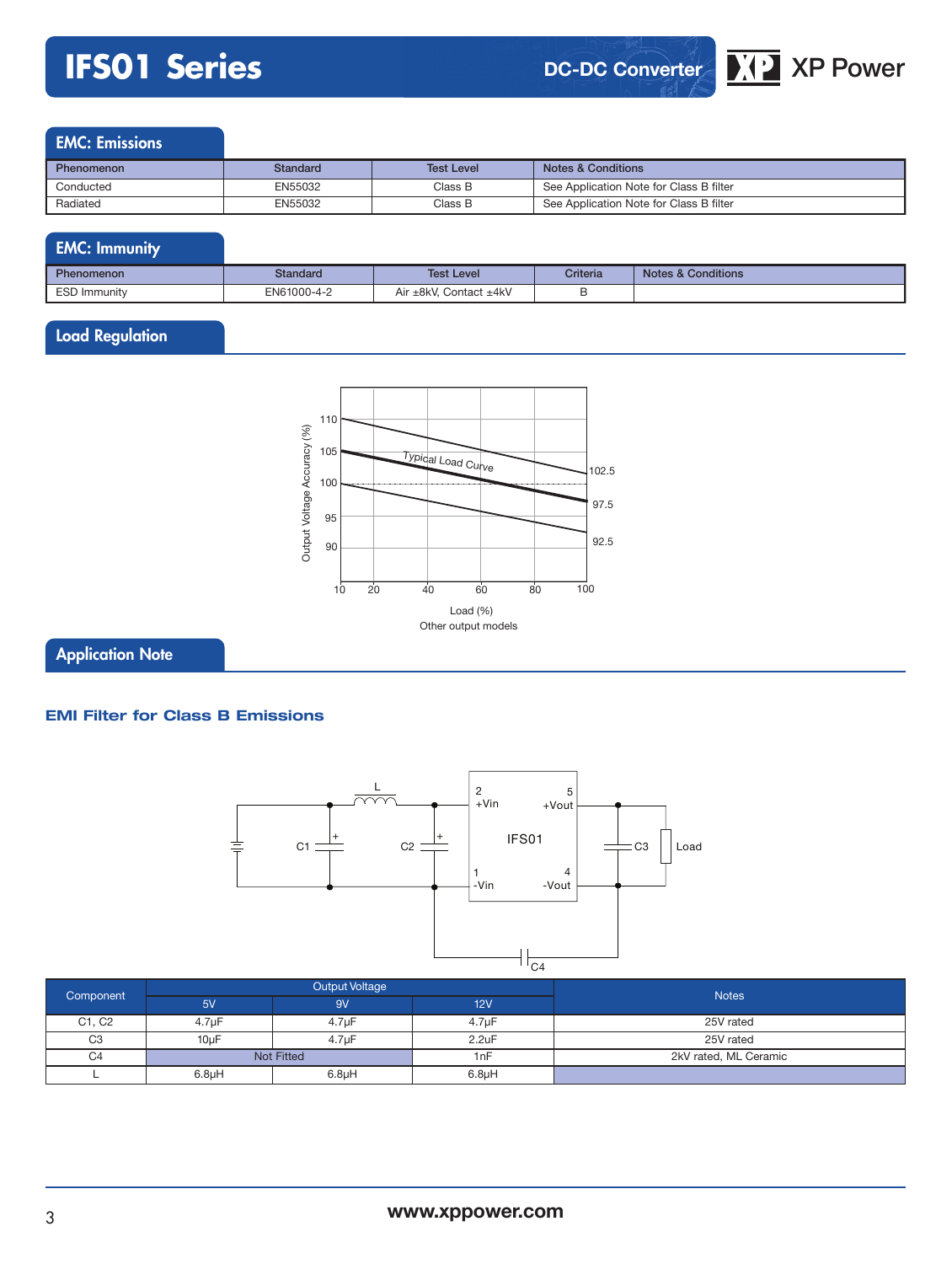## EMC: Emissions

| Phenomenon | Standard | Test Level | Notes & Conditions |
|---|---|---|---|
| Conducted | EN55032 | Class B | See Application Note for Class B filter |
| Radiated | EN55032 | Class B | See Application Note for Class B filter |

## EMC: Immunity

| Phenomenon | Standard | Test Level | Criteria | Notes & Conditions |
|---|---|---|---|---|
| ESD Immunity | EN61000-4-2 | Air ±8kV, Contact ±4kV | B | |

## Load Regulation

Load (%)
Other output models

## Application Note

### EMI Filter for Class B Emissions

| Component | Output Voltage | | | Notes |
|---|---|---|---|---|
| | 5V | 9V | 12V | |
| C1, C2 | 4.7µF | 4.7µF | 4.7µF | 25V rated |
| C3 | 10µF | 4.7µF | 2.2uF | 25V rated |
| C4 | Not Fitted | | 1nF | 2kV rated, ML Ceramic |
| L | 6.8µH | 6.8µH | 6.8µH | |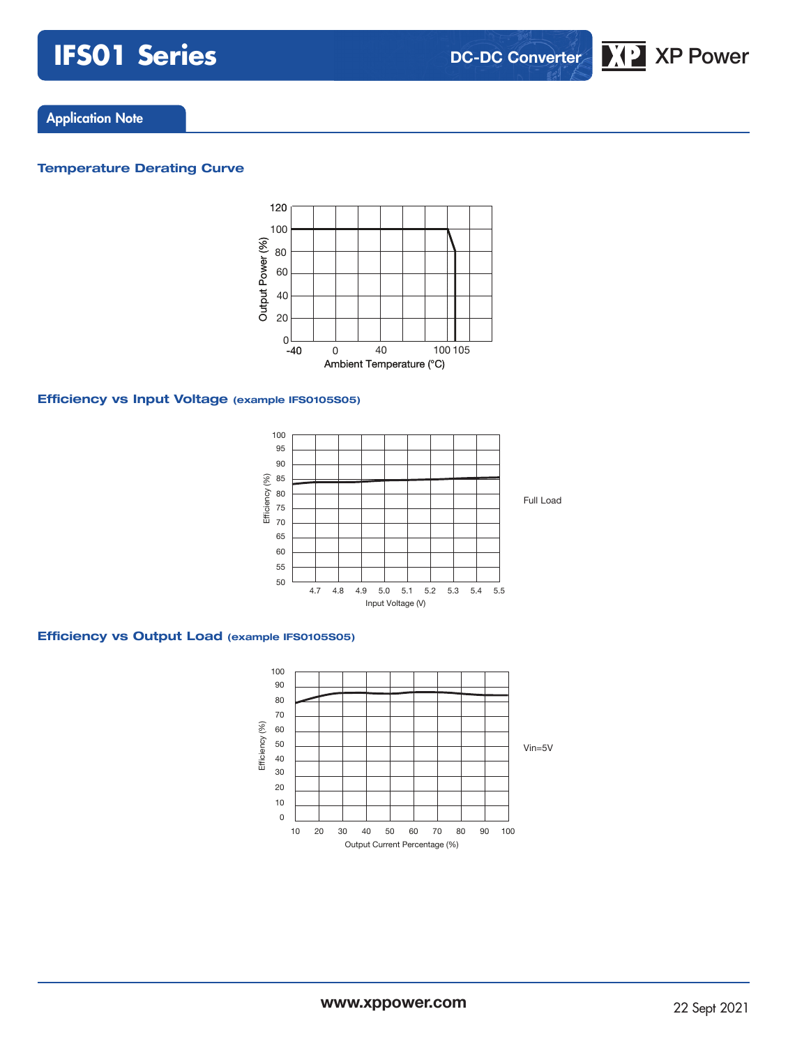## Application Note

### Temperature Derating Curve

Output Power (%)
120
100
80
60
40
20
0
-40
0
40
100 105
Ambient Temperature (°C)

### Efficiency vs Input Voltage (example IFS0105S05)

Efficiency (%)
100
95
90
85
80
75
70
65
60
55
50
4.7 4.8 4.9 5.0 5.1 5.2 5.3 5.4 5.5
Input Voltage (V)

Full Load

### Efficiency vs Output Load (example IFS0105S05)

Efficiency (%)
100
90
80
70
60
50
40
30
20
10
0
10 20 30 40 50 60 70 80 90 100
Output Current Percentage (%)

Vin=5V

www.xppower.com

22 Sept 2021